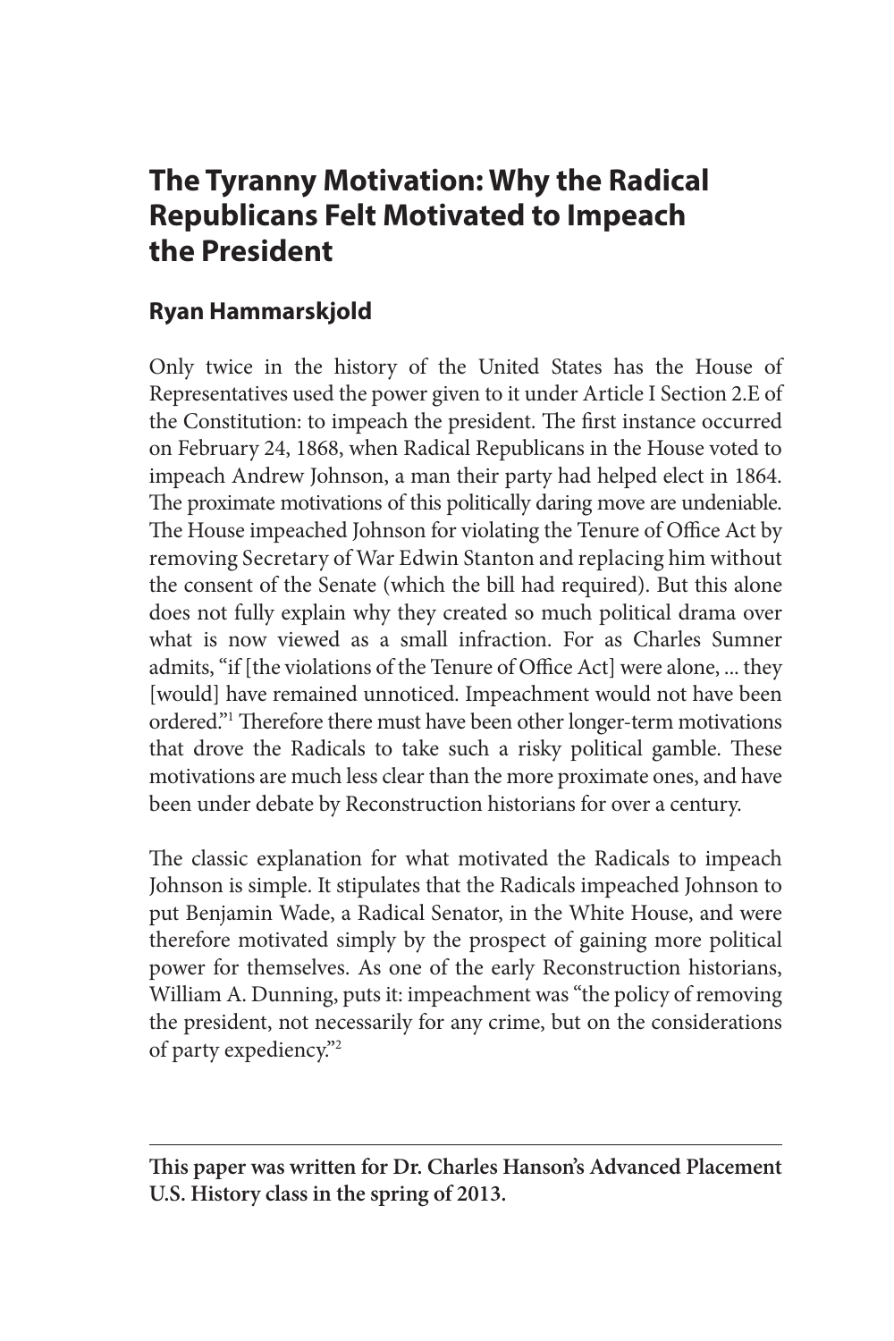# The Tyranny Motivation: Why the Radical Republicans Felt Motivated to Impeach the President

## Ryan Hammarskjold

Only twice in the history of the United States has the House of Representatives used the power given to it under Article I Section 2.E of the Constitution: to impeach the president. The first instance occurred on February 24, 1868, when Radical Republicans in the House voted to impeach Andrew Johnson, a man their party had helped elect in 1864. The proximate motivations of this politically daring move are undeniable. The House impeached Johnson for violating the Tenure of Office Act by removing Secretary of War Edwin Stanton and replacing him without the consent of the Senate (which the bill had required). But this alone does not fully explain why they created so much political drama over what is now viewed as a small infraction. For as Charles Sumner admits, "if [the violations of the Tenure of Office Act] were alone, ... they [would] have remained unnoticed. Impeachment would not have been ordered."[1] Therefore there must have been other longer-term motivations that drove the Radicals to take such a risky political gamble. These motivations are much less clear than the more proximate ones, and have been under debate by Reconstruction historians for over a century.

The classic explanation for what motivated the Radicals to impeach Johnson is simple. It stipulates that the Radicals impeached Johnson to put Benjamin Wade, a Radical Senator, in the White House, and were therefore motivated simply by the prospect of gaining more political power for themselves. As one of the early Reconstruction historians, William A. Dunning, puts it: impeachment was "the policy of removing the president, not necessarily for any crime, but on the considerations of party expediency."[2]

---

**This paper was written for Dr. Charles Hanson's Advanced Placement U.S. History class in the spring of 2013.**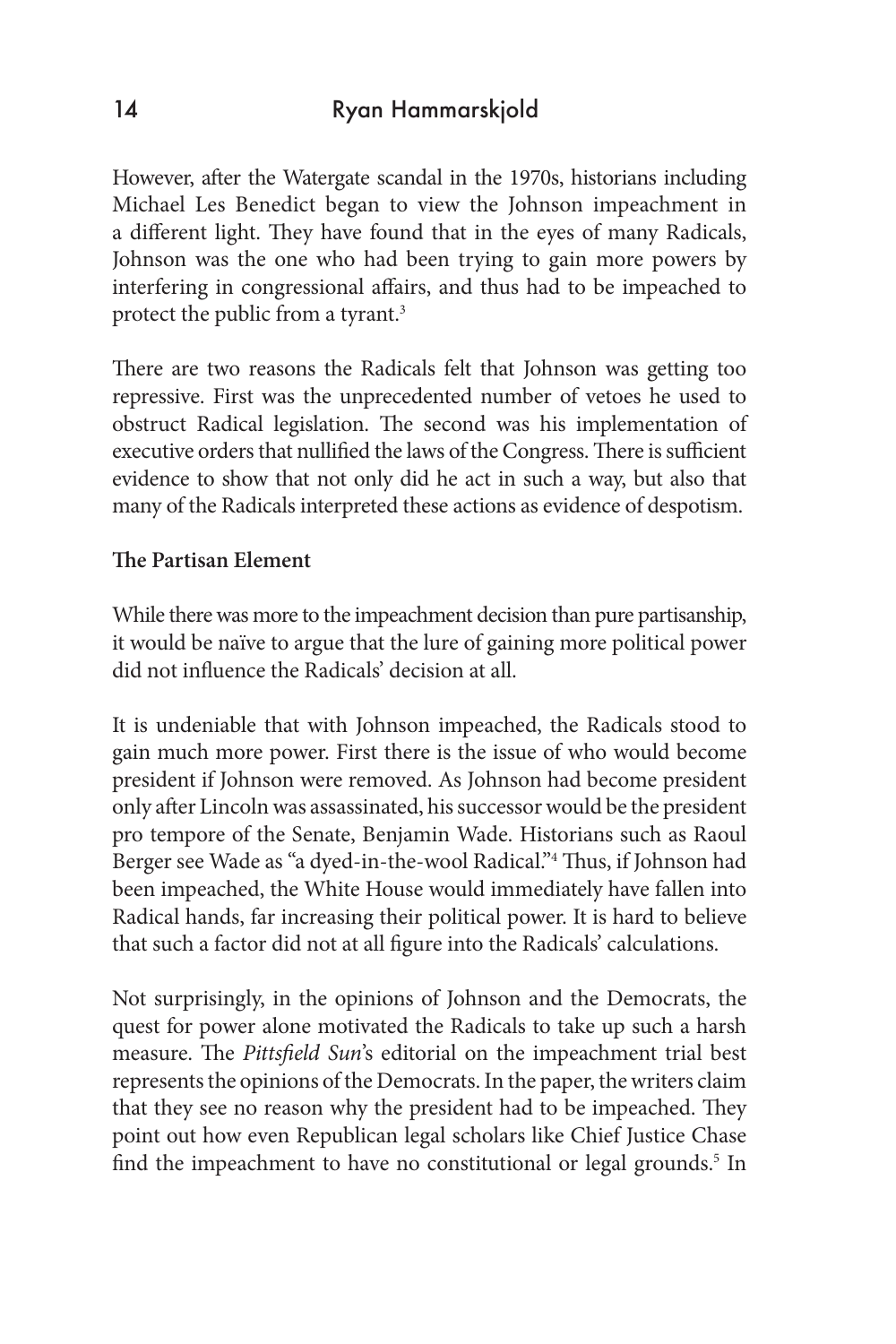However, after the Watergate scandal in the 1970s, historians including Michael Les Benedict began to view the Johnson impeachment in a different light. They have found that in the eyes of many Radicals, Johnson was the one who had been trying to gain more powers by interfering in congressional affairs, and thus had to be impeached to protect the public from a tyrant.[3]

There are two reasons the Radicals felt that Johnson was getting too repressive. First was the unprecedented number of vetoes he used to obstruct Radical legislation. The second was his implementation of executive orders that nullified the laws of the Congress. There is sufficient evidence to show that not only did he act in such a way, but also that many of the Radicals interpreted these actions as evidence of despotism.

**The Partisan Element**

While there was more to the impeachment decision than pure partisanship, it would be naïve to argue that the lure of gaining more political power did not influence the Radicals' decision at all.

It is undeniable that with Johnson impeached, the Radicals stood to gain much more power. First there is the issue of who would become president if Johnson were removed. As Johnson had become president only after Lincoln was assassinated, his successor would be the president pro tempore of the Senate, Benjamin Wade. Historians such as Raoul Berger see Wade as "a dyed-in-the-wool Radical."[4] Thus, if Johnson had been impeached, the White House would immediately have fallen into Radical hands, far increasing their political power. It is hard to believe that such a factor did not at all figure into the Radicals' calculations.

Not surprisingly, in the opinions of Johnson and the Democrats, the quest for power alone motivated the Radicals to take up such a harsh measure. The *Pittsfield Sun*'s editorial on the impeachment trial best represents the opinions of the Democrats. In the paper, the writers claim that they see no reason why the president had to be impeached. They point out how even Republican legal scholars like Chief Justice Chase find the impeachment to have no constitutional or legal grounds.[5] In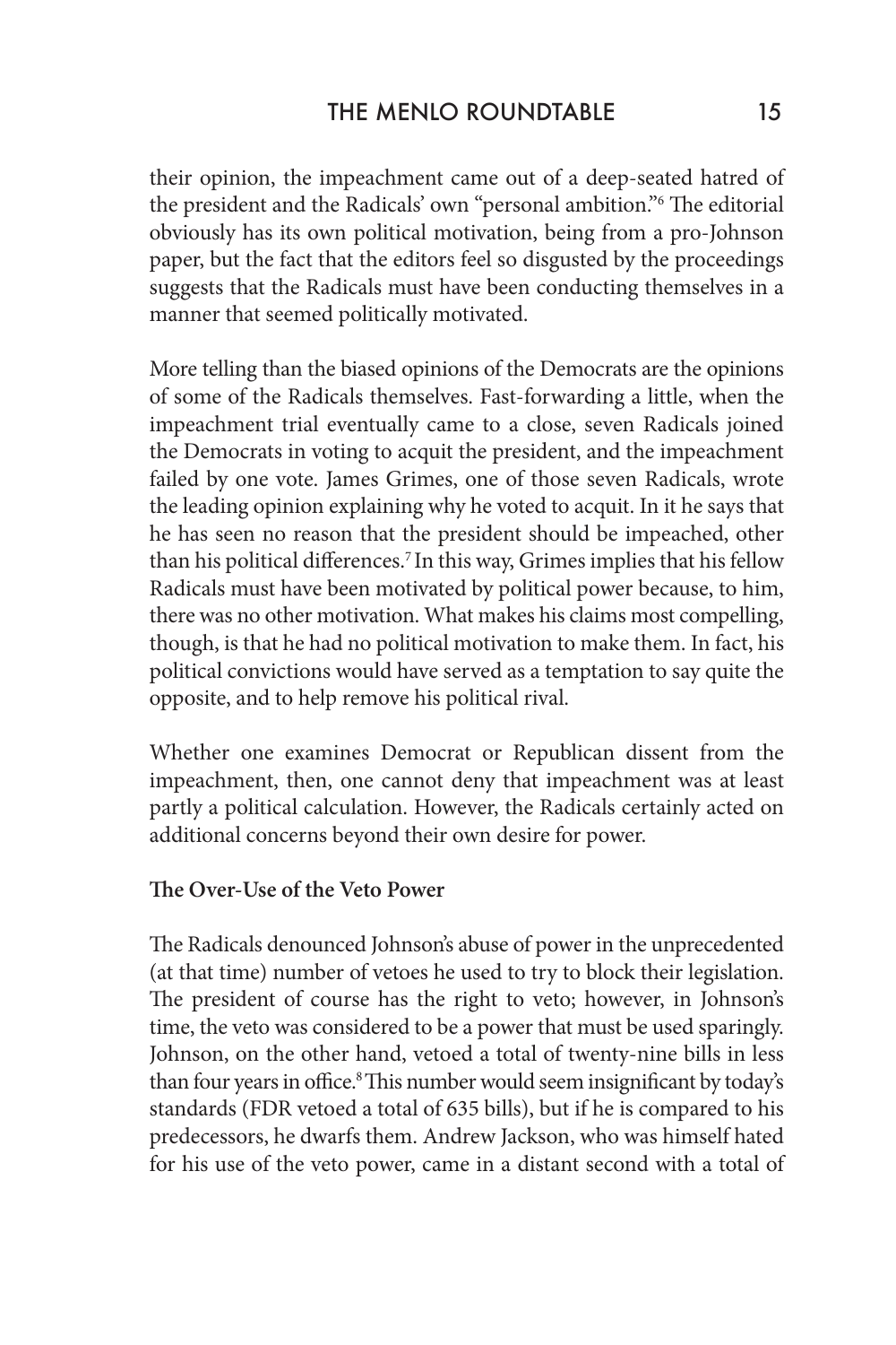their opinion, the impeachment came out of a deep-seated hatred of the president and the Radicals' own "personal ambition."[6] The editorial obviously has its own political motivation, being from a pro-Johnson paper, but the fact that the editors feel so disgusted by the proceedings suggests that the Radicals must have been conducting themselves in a manner that seemed politically motivated.

More telling than the biased opinions of the Democrats are the opinions of some of the Radicals themselves. Fast-forwarding a little, when the impeachment trial eventually came to a close, seven Radicals joined the Democrats in voting to acquit the president, and the impeachment failed by one vote. James Grimes, one of those seven Radicals, wrote the leading opinion explaining why he voted to acquit. In it he says that he has seen no reason that the president should be impeached, other than his political differences.[7] In this way, Grimes implies that his fellow Radicals must have been motivated by political power because, to him, there was no other motivation. What makes his claims most compelling, though, is that he had no political motivation to make them. In fact, his political convictions would have served as a temptation to say quite the opposite, and to help remove his political rival.

Whether one examines Democrat or Republican dissent from the impeachment, then, one cannot deny that impeachment was at least partly a political calculation. However, the Radicals certainly acted on additional concerns beyond their own desire for power.

**The Over-Use of the Veto Power**

The Radicals denounced Johnson's abuse of power in the unprecedented (at that time) number of vetoes he used to try to block their legislation. The president of course has the right to veto; however, in Johnson's time, the veto was considered to be a power that must be used sparingly. Johnson, on the other hand, vetoed a total of twenty-nine bills in less than four years in office.[8] This number would seem insignificant by today's standards (FDR vetoed a total of 635 bills), but if he is compared to his predecessors, he dwarfs them. Andrew Jackson, who was himself hated for his use of the veto power, came in a distant second with a total of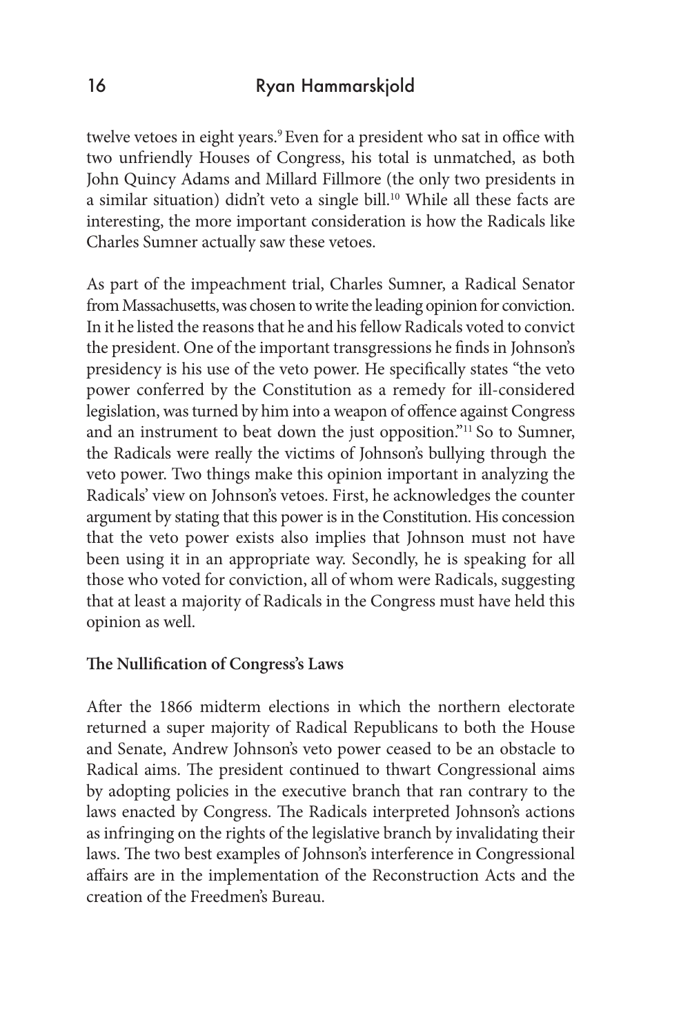twelve vetoes in eight years.[9] Even for a president who sat in office with two unfriendly Houses of Congress, his total is unmatched, as both John Quincy Adams and Millard Fillmore (the only two presidents in a similar situation) didn't veto a single bill.[10] While all these facts are interesting, the more important consideration is how the Radicals like Charles Sumner actually saw these vetoes.

As part of the impeachment trial, Charles Sumner, a Radical Senator from Massachusetts, was chosen to write the leading opinion for conviction. In it he listed the reasons that he and his fellow Radicals voted to convict the president. One of the important transgressions he finds in Johnson's presidency is his use of the veto power. He specifically states "the veto power conferred by the Constitution as a remedy for ill-considered legislation, was turned by him into a weapon of offence against Congress and an instrument to beat down the just opposition."[11] So to Sumner, the Radicals were really the victims of Johnson's bullying through the veto power. Two things make this opinion important in analyzing the Radicals' view on Johnson's vetoes. First, he acknowledges the counter argument by stating that this power is in the Constitution. His concession that the veto power exists also implies that Johnson must not have been using it in an appropriate way. Secondly, he is speaking for all those who voted for conviction, all of whom were Radicals, suggesting that at least a majority of Radicals in the Congress must have held this opinion as well.

**The Nullification of Congress's Laws**

After the 1866 midterm elections in which the northern electorate returned a super majority of Radical Republicans to both the House and Senate, Andrew Johnson's veto power ceased to be an obstacle to Radical aims. The president continued to thwart Congressional aims by adopting policies in the executive branch that ran contrary to the laws enacted by Congress. The Radicals interpreted Johnson's actions as infringing on the rights of the legislative branch by invalidating their laws. The two best examples of Johnson's interference in Congressional affairs are in the implementation of the Reconstruction Acts and the creation of the Freedmen's Bureau.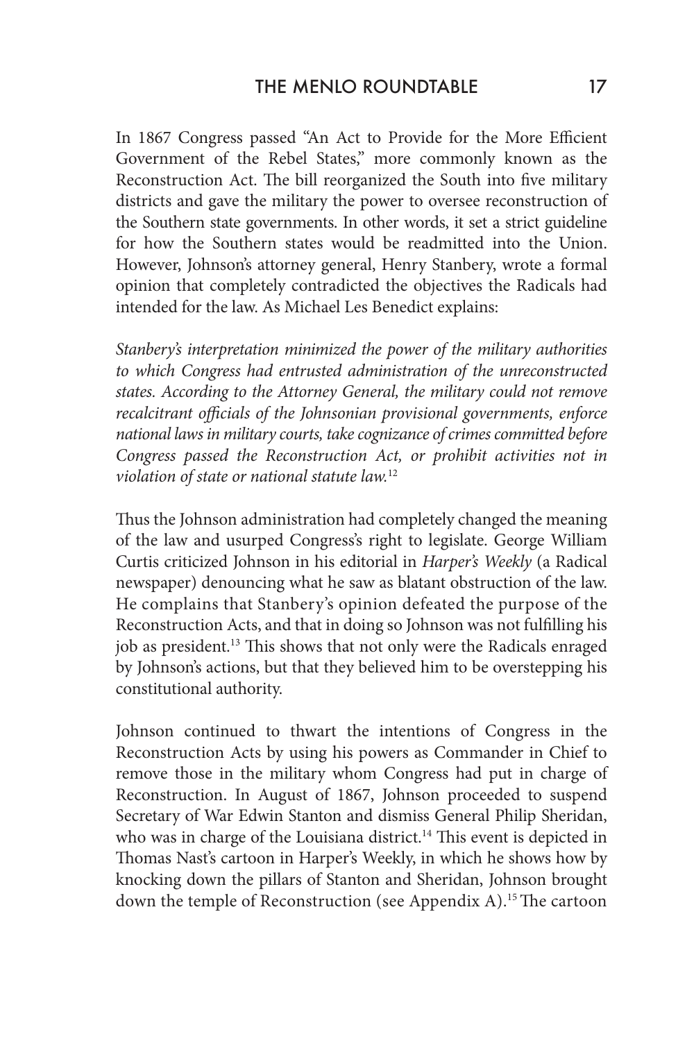In 1867 Congress passed "An Act to Provide for the More Efficient Government of the Rebel States," more commonly known as the Reconstruction Act. The bill reorganized the South into five military districts and gave the military the power to oversee reconstruction of the Southern state governments. In other words, it set a strict guideline for how the Southern states would be readmitted into the Union. However, Johnson's attorney general, Henry Stanbery, wrote a formal opinion that completely contradicted the objectives the Radicals had intended for the law. As Michael Les Benedict explains:

*Stanbery's interpretation minimized the power of the military authorities to which Congress had entrusted administration of the unreconstructed states. According to the Attorney General, the military could not remove recalcitrant officials of the Johnsonian provisional governments, enforce national laws in military courts, take cognizance of crimes committed before Congress passed the Reconstruction Act, or prohibit activities not in violation of state or national statute law.*[12]

Thus the Johnson administration had completely changed the meaning of the law and usurped Congress's right to legislate. George William Curtis criticized Johnson in his editorial in *Harper's Weekly* (a Radical newspaper) denouncing what he saw as blatant obstruction of the law. He complains that Stanbery's opinion defeated the purpose of the Reconstruction Acts, and that in doing so Johnson was not fulfilling his job as president.[13] This shows that not only were the Radicals enraged by Johnson's actions, but that they believed him to be overstepping his constitutional authority.

Johnson continued to thwart the intentions of Congress in the Reconstruction Acts by using his powers as Commander in Chief to remove those in the military whom Congress had put in charge of Reconstruction. In August of 1867, Johnson proceeded to suspend Secretary of War Edwin Stanton and dismiss General Philip Sheridan, who was in charge of the Louisiana district.[14] This event is depicted in Thomas Nast's cartoon in Harper's Weekly, in which he shows how by knocking down the pillars of Stanton and Sheridan, Johnson brought down the temple of Reconstruction (see Appendix A).[15] The cartoon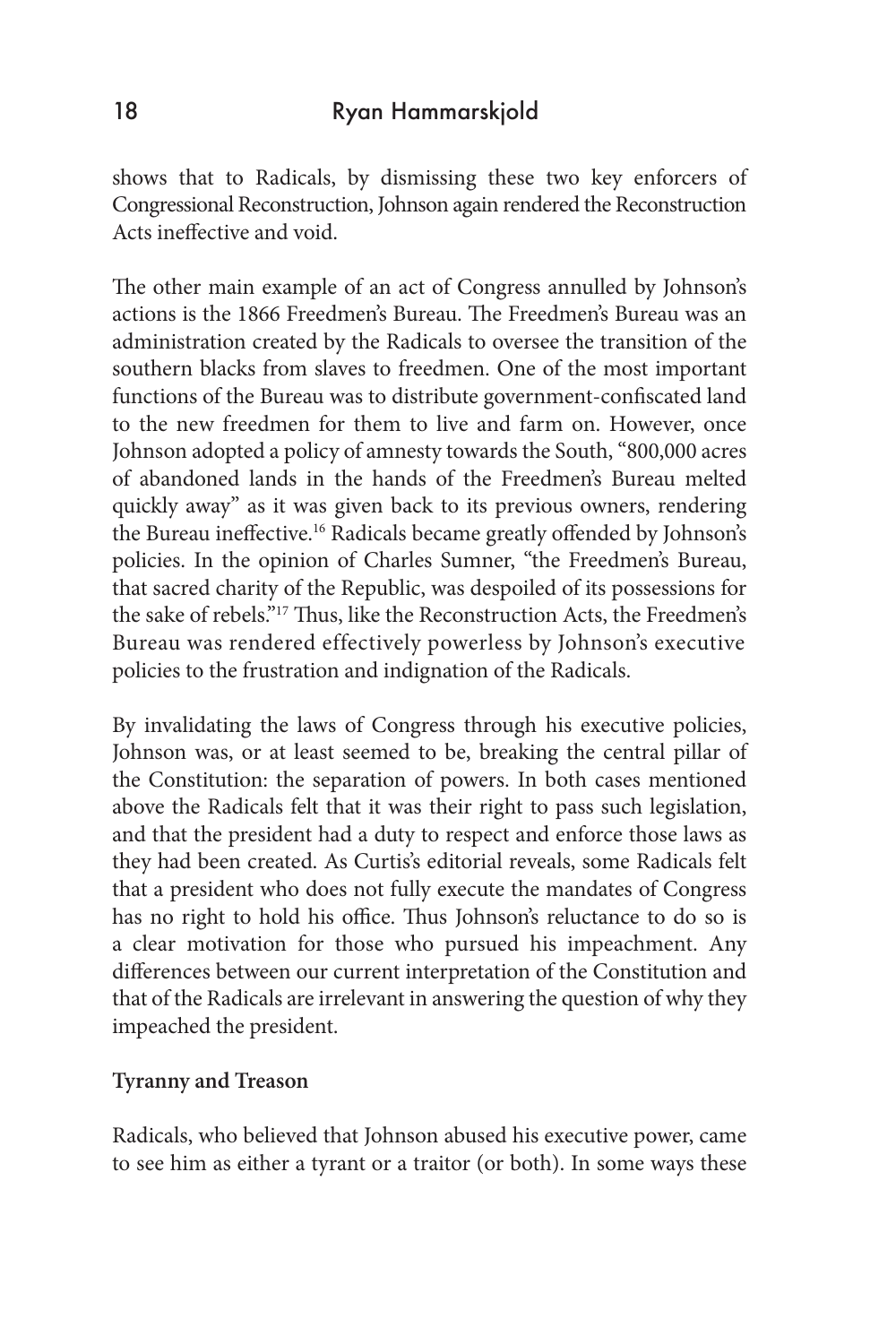shows that to Radicals, by dismissing these two key enforcers of Congressional Reconstruction, Johnson again rendered the Reconstruction Acts ineffective and void.

The other main example of an act of Congress annulled by Johnson's actions is the 1866 Freedmen's Bureau. The Freedmen's Bureau was an administration created by the Radicals to oversee the transition of the southern blacks from slaves to freedmen. One of the most important functions of the Bureau was to distribute government-confiscated land to the new freedmen for them to live and farm on. However, once Johnson adopted a policy of amnesty towards the South, "800,000 acres of abandoned lands in the hands of the Freedmen's Bureau melted quickly away" as it was given back to its previous owners, rendering the Bureau ineffective.[16] Radicals became greatly offended by Johnson's policies. In the opinion of Charles Sumner, "the Freedmen's Bureau, that sacred charity of the Republic, was despoiled of its possessions for the sake of rebels."[17] Thus, like the Reconstruction Acts, the Freedmen's Bureau was rendered effectively powerless by Johnson's executive policies to the frustration and indignation of the Radicals.

By invalidating the laws of Congress through his executive policies, Johnson was, or at least seemed to be, breaking the central pillar of the Constitution: the separation of powers. In both cases mentioned above the Radicals felt that it was their right to pass such legislation, and that the president had a duty to respect and enforce those laws as they had been created. As Curtis's editorial reveals, some Radicals felt that a president who does not fully execute the mandates of Congress has no right to hold his office. Thus Johnson's reluctance to do so is a clear motivation for those who pursued his impeachment. Any differences between our current interpretation of the Constitution and that of the Radicals are irrelevant in answering the question of why they impeached the president.

**Tyranny and Treason**

Radicals, who believed that Johnson abused his executive power, came to see him as either a tyrant or a traitor (or both). In some ways these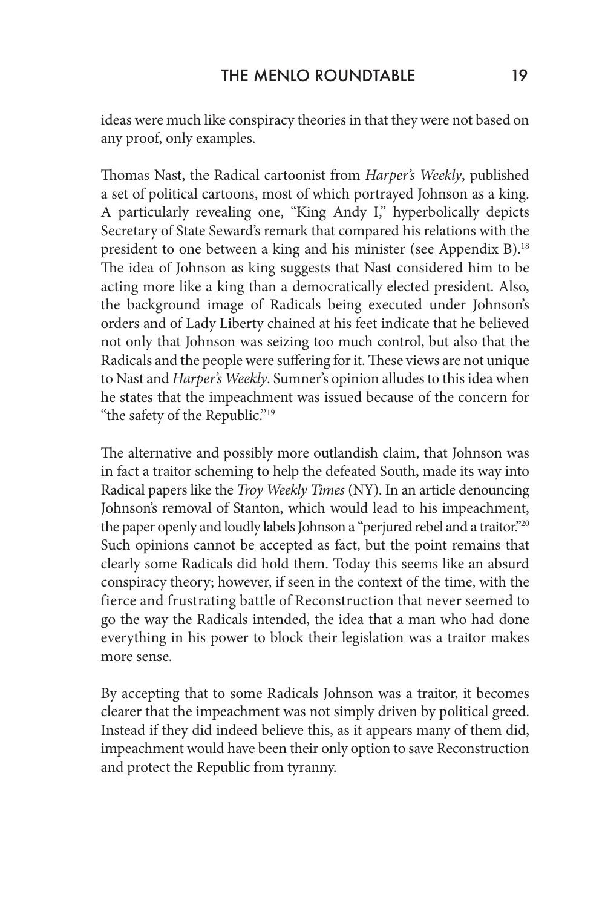ideas were much like conspiracy theories in that they were not based on any proof, only examples.

Thomas Nast, the Radical cartoonist from *Harper's Weekly*, published a set of political cartoons, most of which portrayed Johnson as a king. A particularly revealing one, "King Andy I," hyperbolically depicts Secretary of State Seward's remark that compared his relations with the president to one between a king and his minister (see Appendix B).[18] The idea of Johnson as king suggests that Nast considered him to be acting more like a king than a democratically elected president. Also, the background image of Radicals being executed under Johnson's orders and of Lady Liberty chained at his feet indicate that he believed not only that Johnson was seizing too much control, but also that the Radicals and the people were suffering for it. These views are not unique to Nast and *Harper's Weekly*. Sumner's opinion alludes to this idea when he states that the impeachment was issued because of the concern for "the safety of the Republic."[19]

The alternative and possibly more outlandish claim, that Johnson was in fact a traitor scheming to help the defeated South, made its way into Radical papers like the *Troy Weekly Times* (NY). In an article denouncing Johnson's removal of Stanton, which would lead to his impeachment, the paper openly and loudly labels Johnson a "perjured rebel and a traitor."[20] Such opinions cannot be accepted as fact, but the point remains that clearly some Radicals did hold them. Today this seems like an absurd conspiracy theory; however, if seen in the context of the time, with the fierce and frustrating battle of Reconstruction that never seemed to go the way the Radicals intended, the idea that a man who had done everything in his power to block their legislation was a traitor makes more sense.

By accepting that to some Radicals Johnson was a traitor, it becomes clearer that the impeachment was not simply driven by political greed. Instead if they did indeed believe this, as it appears many of them did, impeachment would have been their only option to save Reconstruction and protect the Republic from tyranny.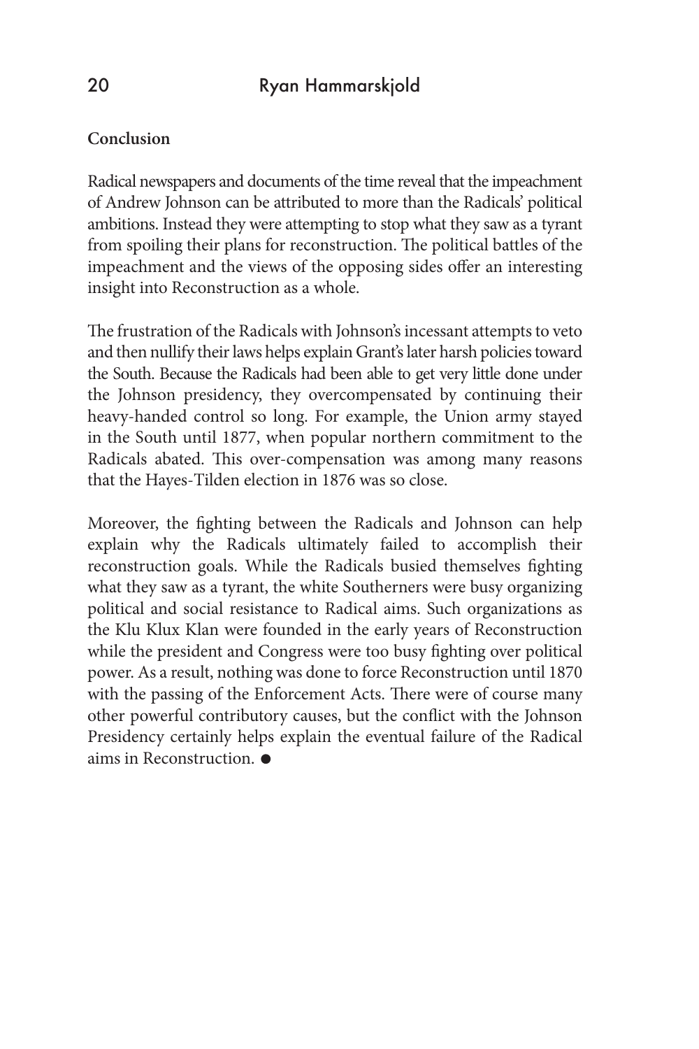## Conclusion

Radical newspapers and documents of the time reveal that the impeachment of Andrew Johnson can be attributed to more than the Radicals' political ambitions. Instead they were attempting to stop what they saw as a tyrant from spoiling their plans for reconstruction. The political battles of the impeachment and the views of the opposing sides offer an interesting insight into Reconstruction as a whole.

The frustration of the Radicals with Johnson's incessant attempts to veto and then nullify their laws helps explain Grant's later harsh policies toward the South. Because the Radicals had been able to get very little done under the Johnson presidency, they overcompensated by continuing their heavy-handed control so long. For example, the Union army stayed in the South until 1877, when popular northern commitment to the Radicals abated. This over-compensation was among many reasons that the Hayes-Tilden election in 1876 was so close.

Moreover, the fighting between the Radicals and Johnson can help explain why the Radicals ultimately failed to accomplish their reconstruction goals. While the Radicals busied themselves fighting what they saw as a tyrant, the white Southerners were busy organizing political and social resistance to Radical aims. Such organizations as the Klu Klux Klan were founded in the early years of Reconstruction while the president and Congress were too busy fighting over political power. As a result, nothing was done to force Reconstruction until 1870 with the passing of the Enforcement Acts. There were of course many other powerful contributory causes, but the conflict with the Johnson Presidency certainly helps explain the eventual failure of the Radical aims in Reconstruction. ●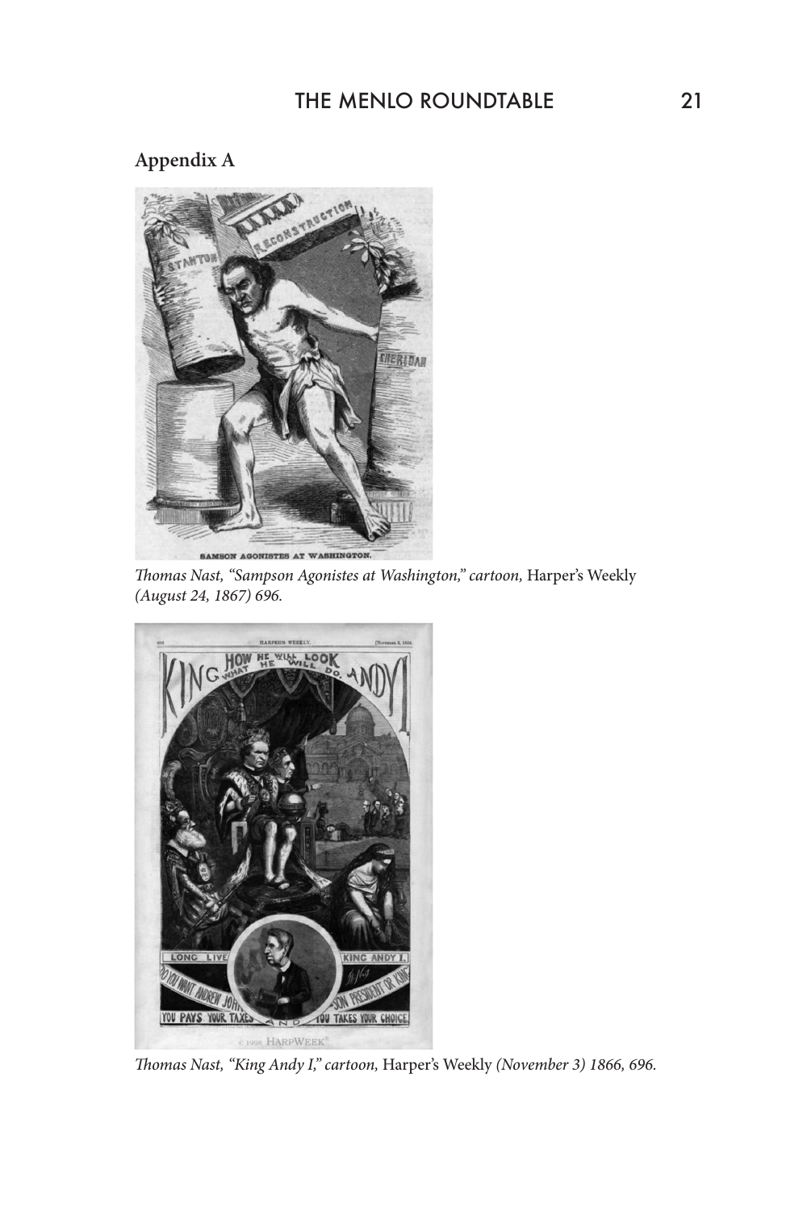## Appendix A

*Thomas Nast, "Sampson Agonistes at Washington," cartoon,* Harper's Weekly *(August 24, 1867) 696.*

*Thomas Nast, "King Andy I," cartoon,* Harper's Weekly *(November 3) 1866, 696.*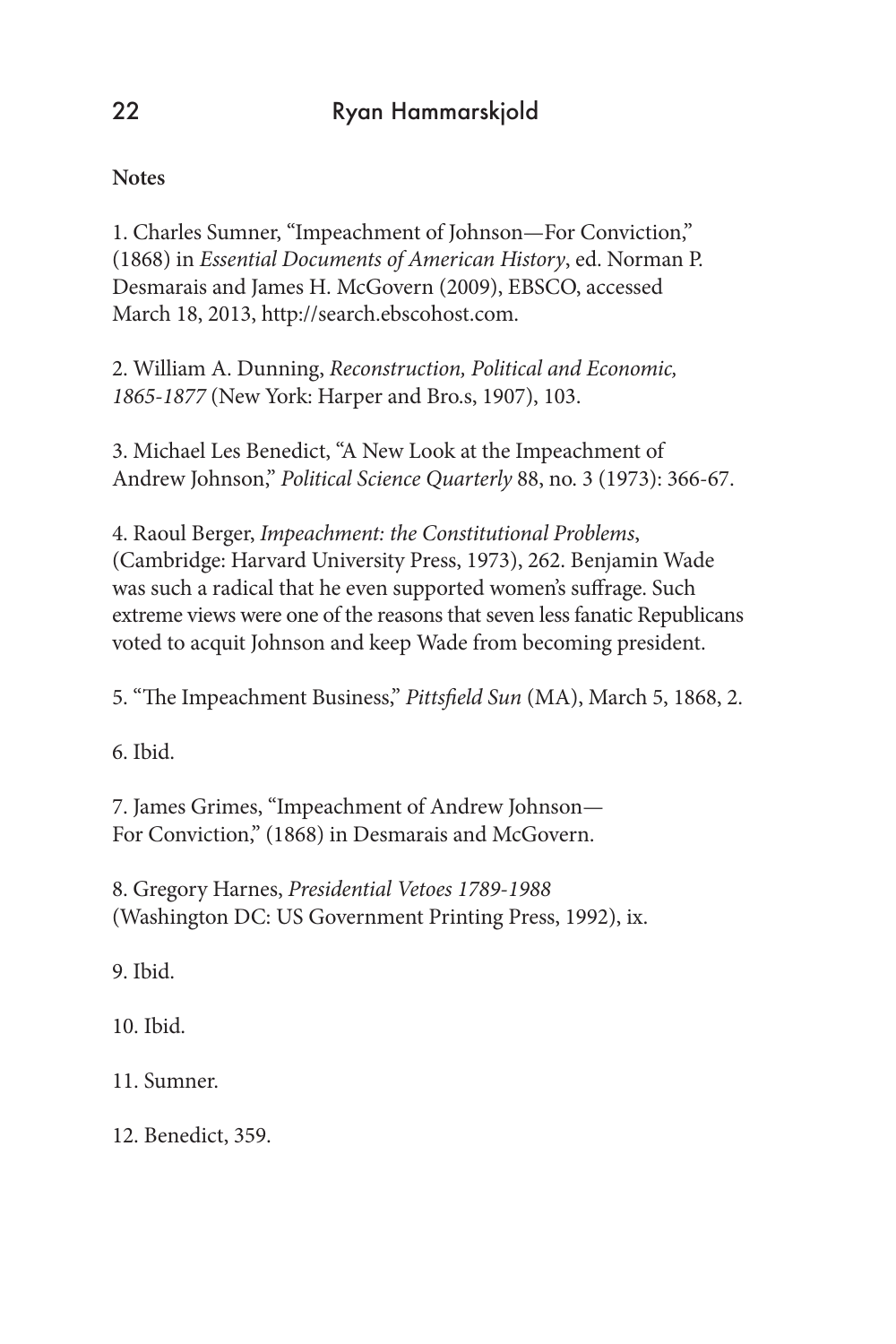**Notes**

1. Charles Sumner, "Impeachment of Johnson—For Conviction," (1868) in *Essential Documents of American History*, ed. Norman P. Desmarais and James H. McGovern (2009), EBSCO, accessed March 18, 2013, http://search.ebscohost.com.

2. William A. Dunning, *Reconstruction, Political and Economic, 1865-1877* (New York: Harper and Bro.s, 1907), 103.

3. Michael Les Benedict, "A New Look at the Impeachment of Andrew Johnson," *Political Science Quarterly* 88, no. 3 (1973): 366-67.

4. Raoul Berger, *Impeachment: the Constitutional Problems*, (Cambridge: Harvard University Press, 1973), 262. Benjamin Wade was such a radical that he even supported women's suffrage. Such extreme views were one of the reasons that seven less fanatic Republicans voted to acquit Johnson and keep Wade from becoming president.

5. "The Impeachment Business," *Pittsfield Sun* (MA), March 5, 1868, 2.

6. Ibid.

7. James Grimes, "Impeachment of Andrew Johnson—For Conviction," (1868) in Desmarais and McGovern.

8. Gregory Harnes, *Presidential Vetoes 1789-1988* (Washington DC: US Government Printing Press, 1992), ix.

9. Ibid.

10. Ibid.

11. Sumner.

12. Benedict, 359.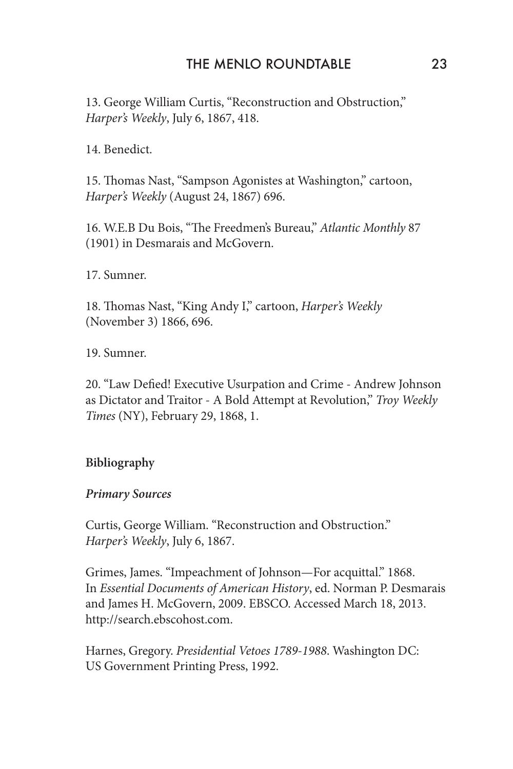13. George William Curtis, "Reconstruction and Obstruction," *Harper's Weekly*, July 6, 1867, 418.

14. Benedict.

15. Thomas Nast, "Sampson Agonistes at Washington," cartoon, *Harper's Weekly* (August 24, 1867) 696.

16. W.E.B Du Bois, "The Freedmen's Bureau," *Atlantic Monthly* 87 (1901) in Desmarais and McGovern.

17. Sumner.

18. Thomas Nast, "King Andy I," cartoon, *Harper's Weekly* (November 3) 1866, 696.

19. Sumner.

20. "Law Defied! Executive Usurpation and Crime - Andrew Johnson as Dictator and Traitor - A Bold Attempt at Revolution," *Troy Weekly Times* (NY), February 29, 1868, 1.

**Bibliography**

***Primary Sources***

Curtis, George William. "Reconstruction and Obstruction." *Harper's Weekly*, July 6, 1867.

Grimes, James. "Impeachment of Johnson—For acquittal." 1868. In *Essential Documents of American History*, ed. Norman P. Desmarais and James H. McGovern, 2009. EBSCO. Accessed March 18, 2013. http://search.ebscohost.com.

Harnes, Gregory. *Presidential Vetoes 1789-1988*. Washington DC: US Government Printing Press, 1992.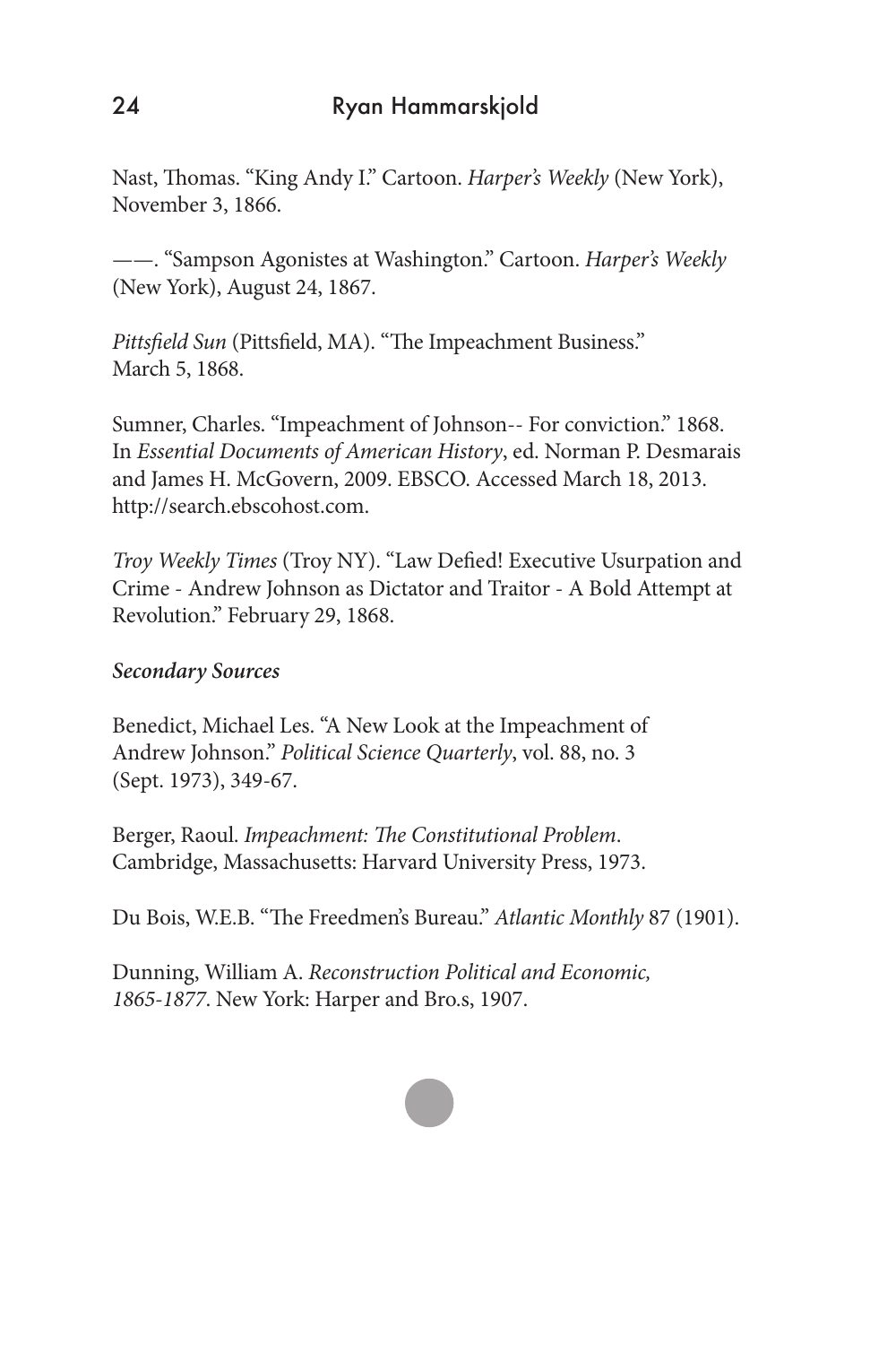Nast, Thomas. "King Andy I." Cartoon. *Harper's Weekly* (New York), November 3, 1866.

——. "Sampson Agonistes at Washington." Cartoon. *Harper's Weekly* (New York), August 24, 1867.

*Pittsfield Sun* (Pittsfield, MA). "The Impeachment Business." March 5, 1868.

Sumner, Charles. "Impeachment of Johnson-- For conviction." 1868. In *Essential Documents of American History*, ed. Norman P. Desmarais and James H. McGovern, 2009. EBSCO. Accessed March 18, 2013. http://search.ebscohost.com.

*Troy Weekly Times* (Troy NY). "Law Defied! Executive Usurpation and Crime - Andrew Johnson as Dictator and Traitor - A Bold Attempt at Revolution." February 29, 1868.

***Secondary Sources***

Benedict, Michael Les. "A New Look at the Impeachment of Andrew Johnson." *Political Science Quarterly*, vol. 88, no. 3 (Sept. 1973), 349-67.

Berger, Raoul. *Impeachment: The Constitutional Problem*. Cambridge, Massachusetts: Harvard University Press, 1973.

Du Bois, W.E.B. "The Freedmen's Bureau." *Atlantic Monthly* 87 (1901).

Dunning, William A. *Reconstruction Political and Economic, 1865-1877*. New York: Harper and Bro.s, 1907.